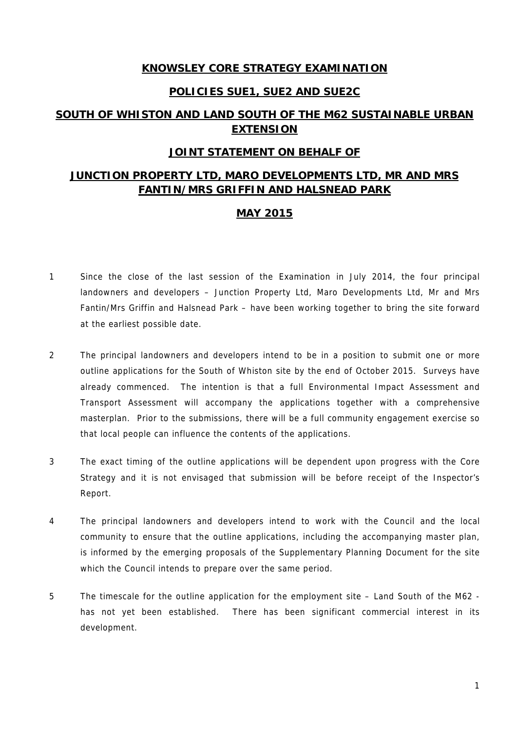# KNOWSLEY CORE STRATEGY EXAMINATION

## POLICIES SUE1, SUE2 AND SUE2C

## SOUTH OF WHISTON AND LAND SOUTH OF THE M62 SUSTAINABLE URBAN EXTENSION

## JOINT STATEMENT ON BEHALF OF

## JUNCTION PROPERTY LTD, MARO DEVELOPMENTS LTD, MR AND MRS FANTIN/MRS GRIFFIN AND HALSNEAD PARK

## MAY 2015

1 Since the close of the last session of the Examination in July 2014, the four principal landowners and developers – Junction Property Ltd, Maro Developments Ltd, Mr and Mrs Fantin/Mrs Griffin and Halsnead Park – have been working together to bring the site forward at the earliest possible date.

2 The principal landowners and developers intend to be in a position to submit one or more outline applications for the South of Whiston site by the end of October 2015. Surveys have already commenced. The intention is that a full Environmental Impact Assessment and Transport Assessment will accompany the applications together with a comprehensive masterplan. Prior to the submissions, there will be a full community engagement exercise so that local people can influence the contents of the applications.

3 The exact timing of the outline applications will be dependent upon progress with the Core Strategy and it is not envisaged that submission will be before receipt of the Inspector's Report.

4 The principal landowners and developers intend to work with the Council and the local community to ensure that the outline applications, including the accompanying master plan, is informed by the emerging proposals of the Supplementary Planning Document for the site which the Council intends to prepare over the same period.

5 The timescale for the outline application for the employment site – Land South of the M62 - has not yet been established. There has been significant commercial interest in its development.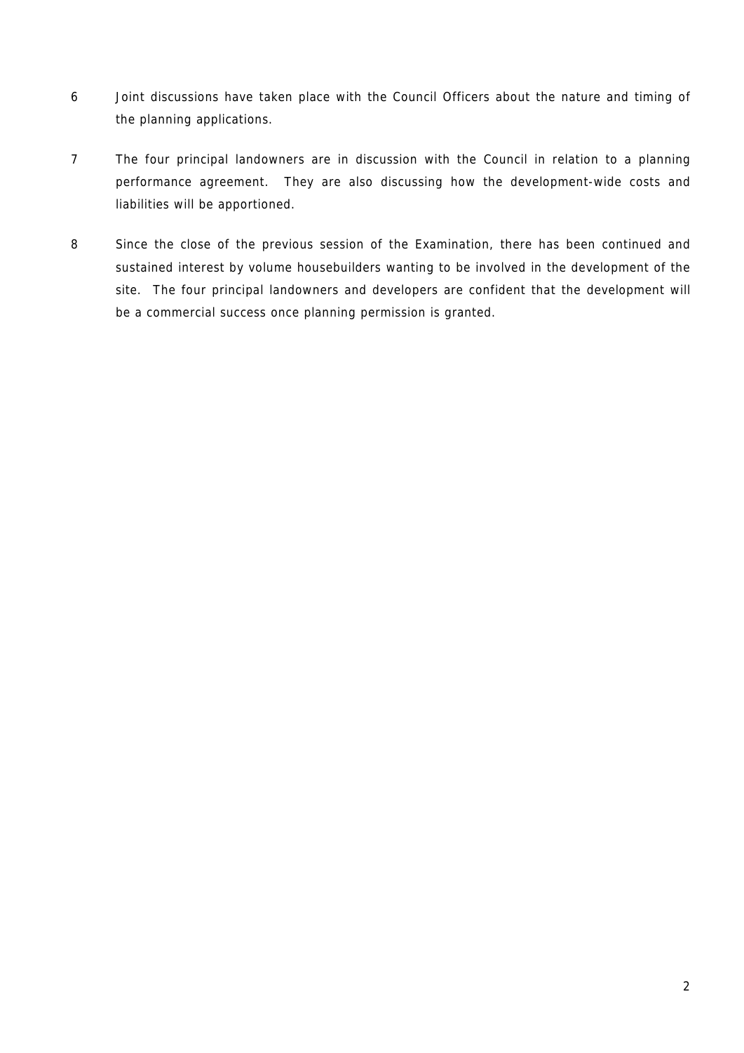6 Joint discussions have taken place with the Council Officers about the nature and timing of the planning applications.

7 The four principal landowners are in discussion with the Council in relation to a planning performance agreement. They are also discussing how the development-wide costs and liabilities will be apportioned.

8 Since the close of the previous session of the Examination, there has been continued and sustained interest by volume housebuilders wanting to be involved in the development of the site. The four principal landowners and developers are confident that the development will be a commercial success once planning permission is granted.